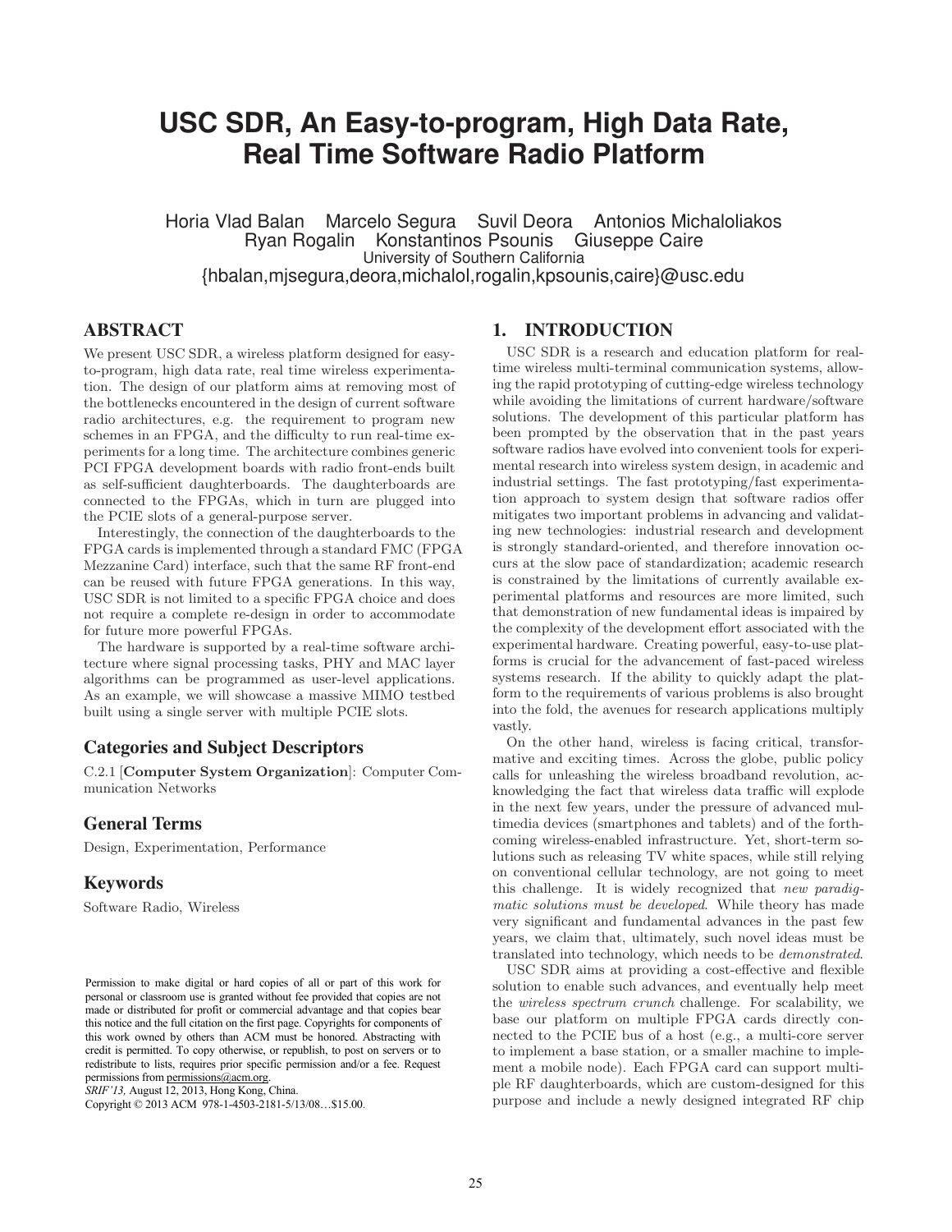# USC SDR, An Easy-to-program, High Data Rate, Real Time Software Radio Platform

Horia Vlad Balan Marcelo Segura Suvil Deora Antonios Michaloliakos
Ryan Rogalin Konstantinos Psounis Giuseppe Caire
University of Southern California
{hbalan,mjsegura,deora,michalol,rogalin,kpsounis,caire}@usc.edu

## ABSTRACT

We present USC SDR, a wireless platform designed for easy-to-program, high data rate, real time wireless experimentation. The design of our platform aims at removing most of the bottlenecks encountered in the design of current software radio architectures, e.g. the requirement to program new schemes in an FPGA, and the difficulty to run real-time experiments for a long time. The architecture combines generic PCI FPGA development boards with radio front-ends built as self-sufficient daughterboards. The daughterboards are connected to the FPGAs, which in turn are plugged into the PCIE slots of a general-purpose server.

Interestingly, the connection of the daughterboards to the FPGA cards is implemented through a standard FMC (FPGA Mezzanine Card) interface, such that the same RF front-end can be reused with future FPGA generations. In this way, USC SDR is not limited to a specific FPGA choice and does not require a complete re-design in order to accommodate for future more powerful FPGAs.

The hardware is supported by a real-time software architecture where signal processing tasks, PHY and MAC layer algorithms can be programmed as user-level applications. As an example, we will showcase a massive MIMO testbed built using a single server with multiple PCIE slots.

### Categories and Subject Descriptors

C.2.1 [**Computer System Organization**]: Computer Communication Networks

### General Terms

Design, Experimentation, Performance

### Keywords

Software Radio, Wireless

Permission to make digital or hard copies of all or part of this work for personal or classroom use is granted without fee provided that copies are not made or distributed for profit or commercial advantage and that copies bear this notice and the full citation on the first page. Copyrights for components of this work owned by others than ACM must be honored. Abstracting with credit is permitted. To copy otherwise, or republish, to post on servers or to redistribute to lists, requires prior specific permission and/or a fee. Request permissions from permissions@acm.org.
*SRIF'13,* August 12, 2013, Hong Kong, China.
Copyright © 2013 ACM 978-1-4503-2181-5/13/08…$15.00.

## 1. INTRODUCTION

USC SDR is a research and education platform for real-time wireless multi-terminal communication systems, allowing the rapid prototyping of cutting-edge wireless technology while avoiding the limitations of current hardware/software solutions. The development of this particular platform has been prompted by the observation that in the past years software radios have evolved into convenient tools for experimental research into wireless system design, in academic and industrial settings. The fast prototyping/fast experimentation approach to system design that software radios offer mitigates two important problems in advancing and validating new technologies: industrial research and development is strongly standard-oriented, and therefore innovation occurs at the slow pace of standardization; academic research is constrained by the limitations of currently available experimental platforms and resources are more limited, such that demonstration of new fundamental ideas is impaired by the complexity of the development effort associated with the experimental hardware. Creating powerful, easy-to-use platforms is crucial for the advancement of fast-paced wireless systems research. If the ability to quickly adapt the platform to the requirements of various problems is also brought into the fold, the avenues for research applications multiply vastly.

On the other hand, wireless is facing critical, transformative and exciting times. Across the globe, public policy calls for unleashing the wireless broadband revolution, acknowledging the fact that wireless data traffic will explode in the next few years, under the pressure of advanced multimedia devices (smartphones and tablets) and of the forthcoming wireless-enabled infrastructure. Yet, short-term solutions such as releasing TV white spaces, while still relying on conventional cellular technology, are not going to meet this challenge. It is widely recognized that *new paradigmatic solutions must be developed*. While theory has made very significant and fundamental advances in the past few years, we claim that, ultimately, such novel ideas must be translated into technology, which needs to be *demonstrated*.

USC SDR aims at providing a cost-effective and flexible solution to enable such advances, and eventually help meet the *wireless spectrum crunch* challenge. For scalability, we base our platform on multiple FPGA cards directly connected to the PCIE bus of a host (e.g., a multi-core server to implement a base station, or a smaller machine to implement a mobile node). Each FPGA card can support multiple RF daughterboards, which are custom-designed for this purpose and include a newly designed integrated RF chip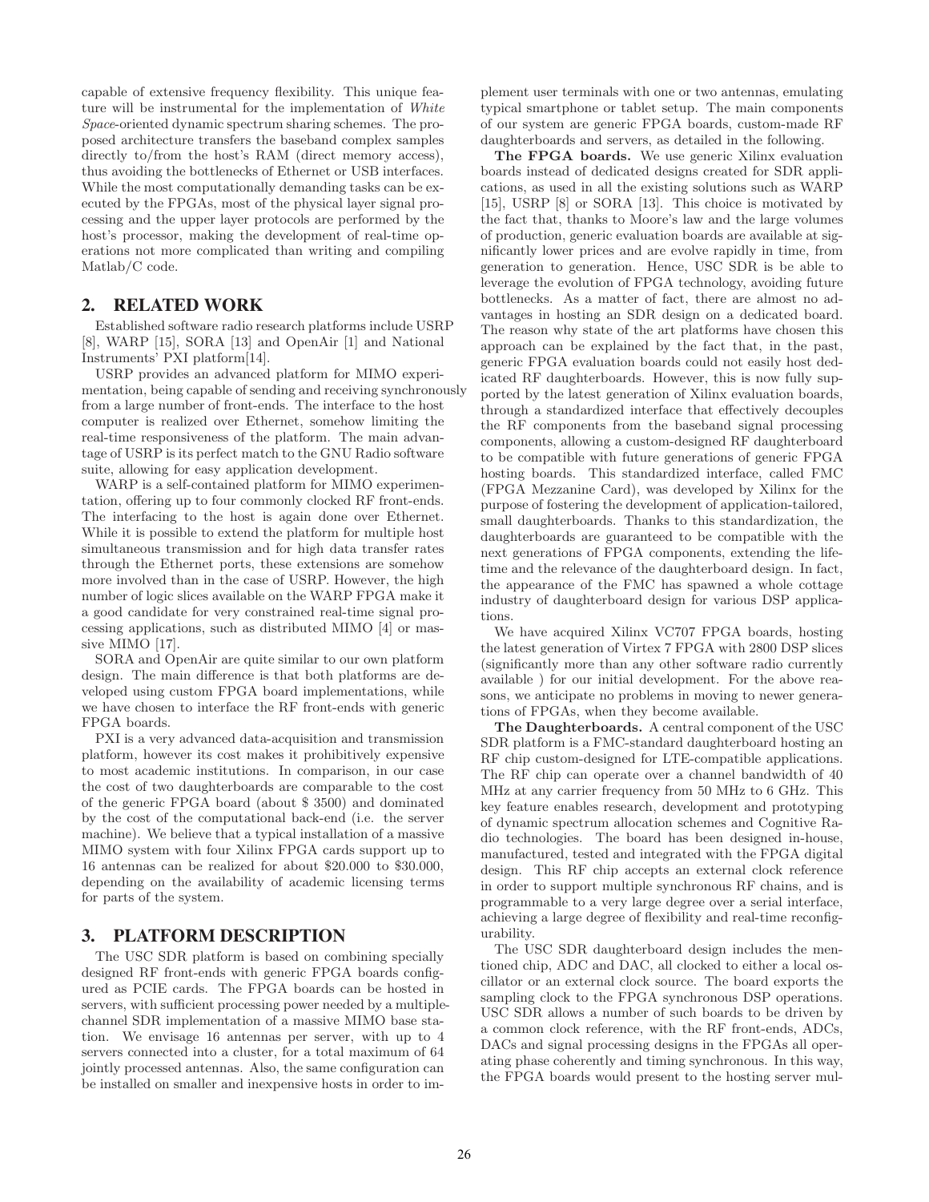capable of extensive frequency flexibility. This unique feature will be instrumental for the implementation of *White Space*-oriented dynamic spectrum sharing schemes. The proposed architecture transfers the baseband complex samples directly to/from the host's RAM (direct memory access), thus avoiding the bottlenecks of Ethernet or USB interfaces. While the most computationally demanding tasks can be executed by the FPGAs, most of the physical layer signal processing and the upper layer protocols are performed by the host's processor, making the development of real-time operations not more complicated than writing and compiling Matlab/C code.

## 2. RELATED WORK

Established software radio research platforms include USRP [8], WARP [15], SORA [13] and OpenAir [1] and National Instruments' PXI platform[14].

USRP provides an advanced platform for MIMO experimentation, being capable of sending and receiving synchronously from a large number of front-ends. The interface to the host computer is realized over Ethernet, somehow limiting the real-time responsiveness of the platform. The main advantage of USRP is its perfect match to the GNU Radio software suite, allowing for easy application development.

WARP is a self-contained platform for MIMO experimentation, offering up to four commonly clocked RF front-ends. The interfacing to the host is again done over Ethernet. While it is possible to extend the platform for multiple host simultaneous transmission and for high data transfer rates through the Ethernet ports, these extensions are somehow more involved than in the case of USRP. However, the high number of logic slices available on the WARP FPGA make it a good candidate for very constrained real-time signal processing applications, such as distributed MIMO [4] or massive MIMO [17].

SORA and OpenAir are quite similar to our own platform design. The main difference is that both platforms are developed using custom FPGA board implementations, while we have chosen to interface the RF front-ends with generic FPGA boards.

PXI is a very advanced data-acquisition and transmission platform, however its cost makes it prohibitively expensive to most academic institutions. In comparison, in our case the cost of two daughterboards are comparable to the cost of the generic FPGA board (about $ 3500) and dominated by the cost of the computational back-end (i.e. the server machine). We believe that a typical installation of a massive MIMO system with four Xilinx FPGA cards support up to 16 antennas can be realized for about $20.000 to $30.000, depending on the availability of academic licensing terms for parts of the system.

## 3. PLATFORM DESCRIPTION

The USC SDR platform is based on combining specially designed RF front-ends with generic FPGA boards configured as PCIE cards. The FPGA boards can be hosted in servers, with sufficient processing power needed by a multiple-channel SDR implementation of a massive MIMO base station. We envisage 16 antennas per server, with up to 4 servers connected into a cluster, for a total maximum of 64 jointly processed antennas. Also, the same configuration can be installed on smaller and inexpensive hosts in order to implement user terminals with one or two antennas, emulating typical smartphone or tablet setup. The main components of our system are generic FPGA boards, custom-made RF daughterboards and servers, as detailed in the following.

**The FPGA boards.** We use generic Xilinx evaluation boards instead of dedicated designs created for SDR applications, as used in all the existing solutions such as WARP [15], USRP [8] or SORA [13]. This choice is motivated by the fact that, thanks to Moore's law and the large volumes of production, generic evaluation boards are available at significantly lower prices and are evolve rapidly in time, from generation to generation. Hence, USC SDR is be able to leverage the evolution of FPGA technology, avoiding future bottlenecks. As a matter of fact, there are almost no advantages in hosting an SDR design on a dedicated board. The reason why state of the art platforms have chosen this approach can be explained by the fact that, in the past, generic FPGA evaluation boards could not easily host dedicated RF daughterboards. However, this is now fully supported by the latest generation of Xilinx evaluation boards, through a standardized interface that effectively decouples the RF components from the baseband signal processing components, allowing a custom-designed RF daughterboard to be compatible with future generations of generic FPGA hosting boards. This standardized interface, called FMC (FPGA Mezzanine Card), was developed by Xilinx for the purpose of fostering the development of application-tailored, small daughterboards. Thanks to this standardization, the daughterboards are guaranteed to be compatible with the next generations of FPGA components, extending the lifetime and the relevance of the daughterboard design. In fact, the appearance of the FMC has spawned a whole cottage industry of daughterboard design for various DSP applications.

We have acquired Xilinx VC707 FPGA boards, hosting the latest generation of Virtex 7 FPGA with 2800 DSP slices (significantly more than any other software radio currently available ) for our initial development. For the above reasons, we anticipate no problems in moving to newer generations of FPGAs, when they become available.

**The Daughterboards.** A central component of the USC SDR platform is a FMC-standard daughterboard hosting an RF chip custom-designed for LTE-compatible applications. The RF chip can operate over a channel bandwidth of 40 MHz at any carrier frequency from 50 MHz to 6 GHz. This key feature enables research, development and prototyping of dynamic spectrum allocation schemes and Cognitive Radio technologies. The board has been designed in-house, manufactured, tested and integrated with the FPGA digital design. This RF chip accepts an external clock reference in order to support multiple synchronous RF chains, and is programmable to a very large degree over a serial interface, achieving a large degree of flexibility and real-time reconfigurability.

The USC SDR daughterboard design includes the mentioned chip, ADC and DAC, all clocked to either a local oscillator or an external clock source. The board exports the sampling clock to the FPGA synchronous DSP operations. USC SDR allows a number of such boards to be driven by a common clock reference, with the RF front-ends, ADCs, DACs and signal processing designs in the FPGAs all operating phase coherently and timing synchronous. In this way, the FPGA boards would present to the hosting server mul-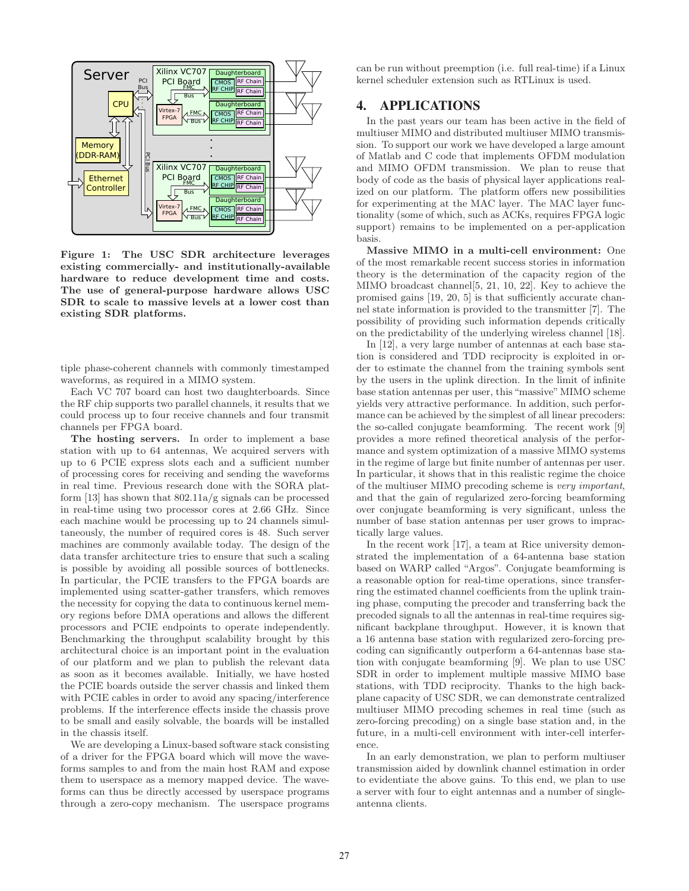Figure 1: The USC SDR architecture leverages existing commercially- and institutionally-available hardware to reduce development time and costs. The use of general-purpose hardware allows USC SDR to scale to massive levels at a lower cost than existing SDR platforms.

tiple phase-coherent channels with commonly timestamped waveforms, as required in a MIMO system.

Each VC 707 board can host two daughterboards. Since the RF chip supports two parallel channels, it results that we could process up to four receive channels and four transmit channels per FPGA board.

**The hosting servers.** In order to implement a base station with up to 64 antennas, We acquired servers with up to 6 PCIE express slots each and a sufficient number of processing cores for receiving and sending the waveforms in real time. Previous research done with the SORA platform [13] has shown that 802.11a/g signals can be processed in real-time using two processor cores at 2.66 GHz. Since each machine would be processing up to 24 channels simultaneously, the number of required cores is 48. Such server machines are commonly available today. The design of the data transfer architecture tries to ensure that such a scaling is possible by avoiding all possible sources of bottlenecks. In particular, the PCIE transfers to the FPGA boards are implemented using scatter-gather transfers, which removes the necessity for copying the data to continuous kernel memory regions before DMA operations and allows the different processors and PCIE endpoints to operate independently. Benchmarking the throughput scalability brought by this architectural choice is an important point in the evaluation of our platform and we plan to publish the relevant data as soon as it becomes available. Initially, we have hosted the PCIE boards outside the server chassis and linked them with PCIE cables in order to avoid any spacing/interference problems. If the interference effects inside the chassis prove to be small and easily solvable, the boards will be installed in the chassis itself.

We are developing a Linux-based software stack consisting of a driver for the FPGA board which will move the waveforms samples to and from the main host RAM and expose them to userspace as a memory mapped device. The waveforms can thus be directly accessed by userspace programs through a zero-copy mechanism. The userspace programs can be run without preemption (i.e. full real-time) if a Linux kernel scheduler extension such as RTLinux is used.

# 4. APPLICATIONS

In the past years our team has been active in the field of multiuser MIMO and distributed multiuser MIMO transmission. To support our work we have developed a large amount of Matlab and C code that implements OFDM modulation and MIMO OFDM transmission. We plan to reuse that body of code as the basis of physical layer applications realized on our platform. The platform offers new possibilities for experimenting at the MAC layer. The MAC layer functionality (some of which, such as ACKs, requires FPGA logic support) remains to be implemented on a per-application basis.

**Massive MIMO in a multi-cell environment:** One of the most remarkable recent success stories in information theory is the determination of the capacity region of the MIMO broadcast channel[5, 21, 10, 22]. Key to achieve the promised gains [19, 20, 5] is that sufficiently accurate channel state information is provided to the transmitter [7]. The possibility of providing such information depends critically on the predictability of the underlying wireless channel [18].

In [12], a very large number of antennas at each base station is considered and TDD reciprocity is exploited in order to estimate the channel from the training symbols sent by the users in the uplink direction. In the limit of infinite base station antennas per user, this "massive" MIMO scheme yields very attractive performance. In addition, such performance can be achieved by the simplest of all linear precoders: the so-called conjugate beamforming. The recent work [9] provides a more refined theoretical analysis of the performance and system optimization of a massive MIMO systems in the regime of large but finite number of antennas per user. In particular, it shows that in this realistic regime the choice of the multiuser MIMO precoding scheme is *very important*, and that the gain of regularized zero-forcing beamforming over conjugate beamforming is very significant, unless the number of base station antennas per user grows to impractically large values.

In the recent work [17], a team at Rice university demonstrated the implementation of a 64-antenna base station based on WARP called "Argos". Conjugate beamforming is a reasonable option for real-time operations, since transferring the estimated channel coefficients from the uplink training phase, computing the precoder and transferring back the precoded signals to all the antennas in real-time requires significant backplane throughput. However, it is known that a 16 antenna base station with regularized zero-forcing precoding can significantly outperform a 64-antennas base station with conjugate beamforming [9]. We plan to use USC SDR in order to implement multiple massive MIMO base stations, with TDD reciprocity. Thanks to the high backplane capacity of USC SDR, we can demonstrate centralized multiuser MIMO precoding schemes in real time (such as zero-forcing precoding) on a single base station and, in the future, in a multi-cell environment with inter-cell interference.

In an early demonstration, we plan to perform multiuser transmission aided by downlink channel estimation in order to evidentiate the above gains. To this end, we plan to use a server with four to eight antennas and a number of single-antenna clients.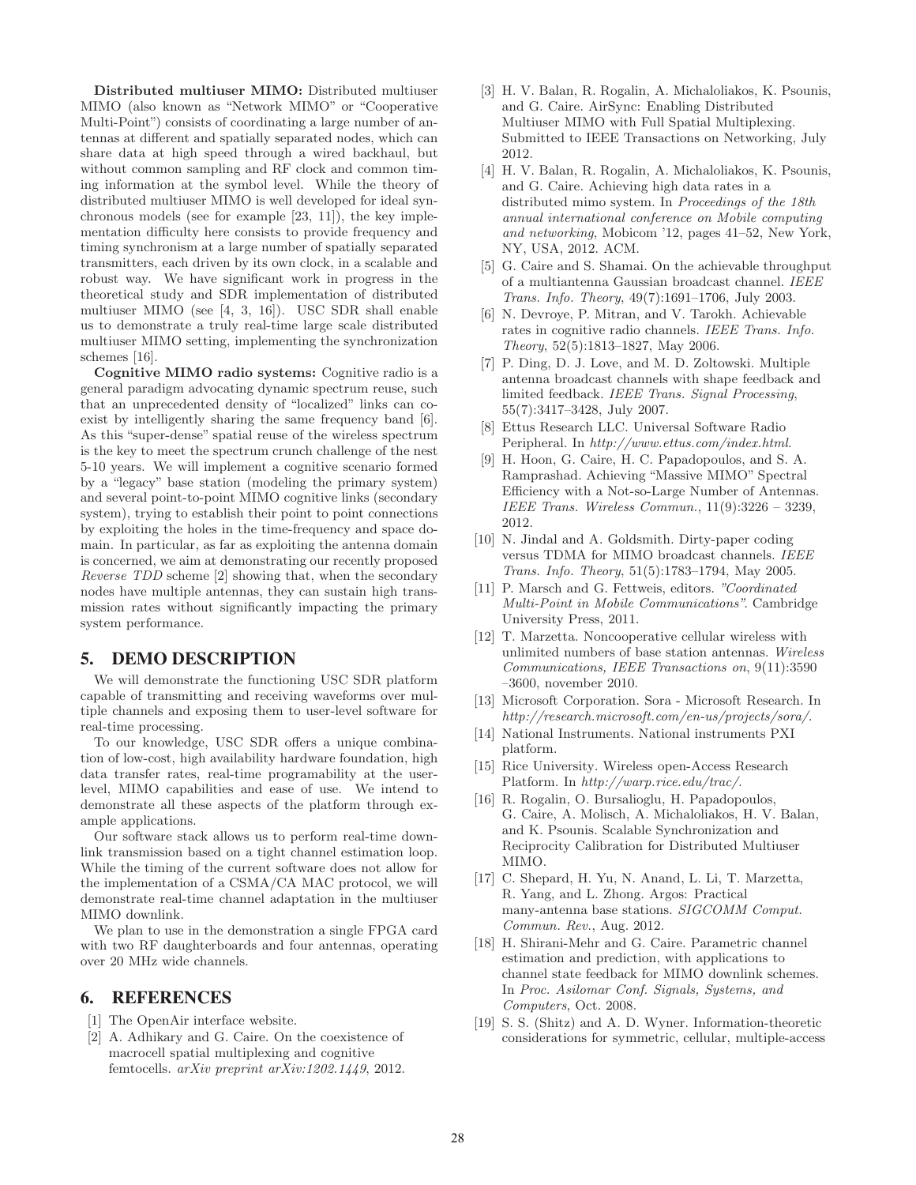**Distributed multiuser MIMO:** Distributed multiuser MIMO (also known as "Network MIMO" or "Cooperative Multi-Point") consists of coordinating a large number of antennas at different and spatially separated nodes, which can share data at high speed through a wired backhaul, but without common sampling and RF clock and common timing information at the symbol level. While the theory of distributed multiuser MIMO is well developed for ideal synchronous models (see for example [23, 11]), the key implementation difficulty here consists to provide frequency and timing synchronism at a large number of spatially separated transmitters, each driven by its own clock, in a scalable and robust way. We have significant work in progress in the theoretical study and SDR implementation of distributed multiuser MIMO (see [4, 3, 16]). USC SDR shall enable us to demonstrate a truly real-time large scale distributed multiuser MIMO setting, implementing the synchronization schemes [16].

**Cognitive MIMO radio systems:** Cognitive radio is a general paradigm advocating dynamic spectrum reuse, such that an unprecedented density of "localized" links can coexist by intelligently sharing the same frequency band [6]. As this "super-dense" spatial reuse of the wireless spectrum is the key to meet the spectrum crunch challenge of the nest 5-10 years. We will implement a cognitive scenario formed by a "legacy" base station (modeling the primary system) and several point-to-point MIMO cognitive links (secondary system), trying to establish their point to point connections by exploiting the holes in the time-frequency and space domain. In particular, as far as exploiting the antenna domain is concerned, we aim at demonstrating our recently proposed *Reverse TDD* scheme [2] showing that, when the secondary nodes have multiple antennas, they can sustain high transmission rates without significantly impacting the primary system performance.

## 5. DEMO DESCRIPTION

We will demonstrate the functioning USC SDR platform capable of transmitting and receiving waveforms over multiple channels and exposing them to user-level software for real-time processing.

To our knowledge, USC SDR offers a unique combination of low-cost, high availability hardware foundation, high data transfer rates, real-time programability at the user-level, MIMO capabilities and ease of use. We intend to demonstrate all these aspects of the platform through example applications.

Our software stack allows us to perform real-time downlink transmission based on a tight channel estimation loop. While the timing of the current software does not allow for the implementation of a CSMA/CA MAC protocol, we will demonstrate real-time channel adaptation in the multiuser MIMO downlink.

We plan to use in the demonstration a single FPGA card with two RF daughterboards and four antennas, operating over 20 MHz wide channels.

## 6. REFERENCES

[1] The OpenAir interface website.

[2] A. Adhikary and G. Caire. On the coexistence of macrocell spatial multiplexing and cognitive femtocells. *arXiv preprint arXiv:1202.1449*, 2012.

[3] H. V. Balan, R. Rogalin, A. Michaloliakos, K. Psounis, and G. Caire. AirSync: Enabling Distributed Multiuser MIMO with Full Spatial Multiplexing. Submitted to IEEE Transactions on Networking, July 2012.

[4] H. V. Balan, R. Rogalin, A. Michaloliakos, K. Psounis, and G. Caire. Achieving high data rates in a distributed mimo system. In *Proceedings of the 18th annual international conference on Mobile computing and networking*, Mobicom '12, pages 41–52, New York, NY, USA, 2012. ACM.

[5] G. Caire and S. Shamai. On the achievable throughput of a multiantenna Gaussian broadcast channel. *IEEE Trans. Info. Theory*, 49(7):1691–1706, July 2003.

[6] N. Devroye, P. Mitran, and V. Tarokh. Achievable rates in cognitive radio channels. *IEEE Trans. Info. Theory*, 52(5):1813–1827, May 2006.

[7] P. Ding, D. J. Love, and M. D. Zoltowski. Multiple antenna broadcast channels with shape feedback and limited feedback. *IEEE Trans. Signal Processing*, 55(7):3417–3428, July 2007.

[8] Ettus Research LLC. Universal Software Radio Peripheral. In *http://www.ettus.com/index.html*.

[9] H. Hoon, G. Caire, H. C. Papadopoulos, and S. A. Ramprashad. Achieving "Massive MIMO" Spectral Efficiency with a Not-so-Large Number of Antennas. *IEEE Trans. Wireless Commun.*, 11(9):3226 – 3239, 2012.

[10] N. Jindal and A. Goldsmith. Dirty-paper coding versus TDMA for MIMO broadcast channels. *IEEE Trans. Info. Theory*, 51(5):1783–1794, May 2005.

[11] P. Marsch and G. Fettweis, editors. *"Coordinated Multi-Point in Mobile Communications"*. Cambridge University Press, 2011.

[12] T. Marzetta. Noncooperative cellular wireless with unlimited numbers of base station antennas. *Wireless Communications, IEEE Transactions on*, 9(11):3590 –3600, november 2010.

[13] Microsoft Corporation. Sora - Microsoft Research. In *http://research.microsoft.com/en-us/projects/sora/*.

[14] National Instruments. National instruments PXI platform.

[15] Rice University. Wireless open-Access Research Platform. In *http://warp.rice.edu/trac/*.

[16] R. Rogalin, O. Bursalioglu, H. Papadopoulos, G. Caire, A. Molisch, A. Michaloliakos, H. V. Balan, and K. Psounis. Scalable Synchronization and Reciprocity Calibration for Distributed Multiuser MIMO.

[17] C. Shepard, H. Yu, N. Anand, L. Li, T. Marzetta, R. Yang, and L. Zhong. Argos: Practical many-antenna base stations. *SIGCOMM Comput. Commun. Rev.*, Aug. 2012.

[18] H. Shirani-Mehr and G. Caire. Parametric channel estimation and prediction, with applications to channel state feedback for MIMO downlink schemes. In *Proc. Asilomar Conf. Signals, Systems, and Computers*, Oct. 2008.

[19] S. S. (Shitz) and A. D. Wyner. Information-theoretic considerations for symmetric, cellular, multiple-access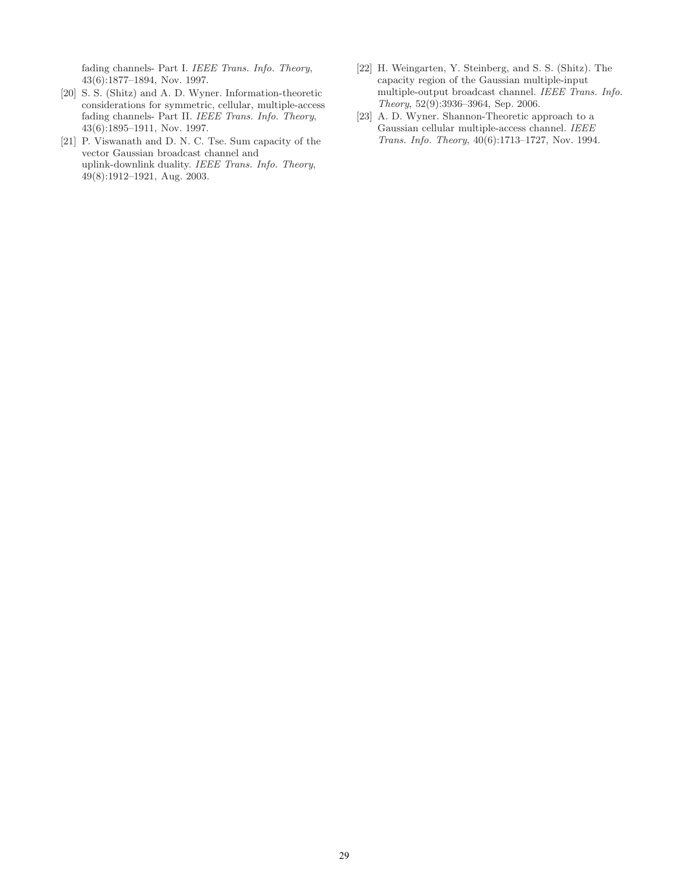fading channels- Part I. *IEEE Trans. Info. Theory*, 43(6):1877–1894, Nov. 1997.

[20] S. S. (Shitz) and A. D. Wyner. Information-theoretic considerations for symmetric, cellular, multiple-access fading channels- Part II. *IEEE Trans. Info. Theory*, 43(6):1895–1911, Nov. 1997.

[21] P. Viswanath and D. N. C. Tse. Sum capacity of the vector Gaussian broadcast channel and uplink-downlink duality. *IEEE Trans. Info. Theory*, 49(8):1912–1921, Aug. 2003.

[22] H. Weingarten, Y. Steinberg, and S. S. (Shitz). The capacity region of the Gaussian multiple-input multiple-output broadcast channel. *IEEE Trans. Info. Theory*, 52(9):3936–3964, Sep. 2006.

[23] A. D. Wyner. Shannon-Theoretic approach to a Gaussian cellular multiple-access channel. *IEEE Trans. Info. Theory*, 40(6):1713–1727, Nov. 1994.